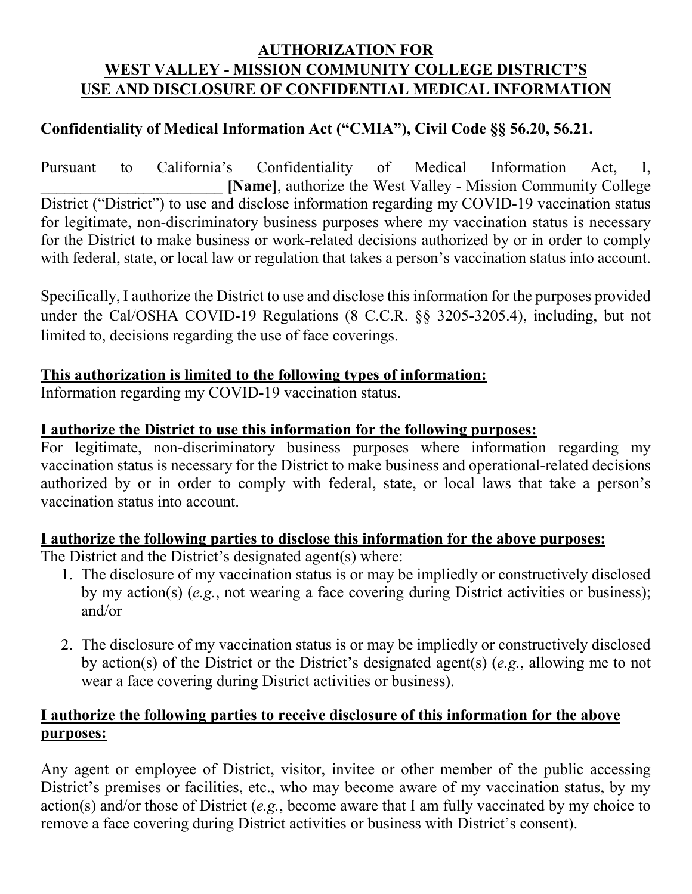# AUTHORIZATION FOR WEST VALLEY - MISSION COMMUNITY COLLEGE DISTRICT'S USE AND DISCLOSURE OF CONFIDENTIAL MEDICAL INFORMATION

**Confidentiality of Medical Information Act ("CMIA"), Civil Code §§ 56.20, 56.21.**

Pursuant to California's Confidentiality of Medical Information Act, I, _______________________ **[Name]**, authorize the West Valley - Mission Community College District ("District") to use and disclose information regarding my COVID-19 vaccination status for legitimate, non-discriminatory business purposes where my vaccination status is necessary for the District to make business or work-related decisions authorized by or in order to comply with federal, state, or local law or regulation that takes a person's vaccination status into account.

Specifically, I authorize the District to use and disclose this information for the purposes provided under the Cal/OSHA COVID-19 Regulations (8 C.C.R. §§ 3205-3205.4), including, but not limited to, decisions regarding the use of face coverings.

**This authorization is limited to the following types of information:**
Information regarding my COVID-19 vaccination status.

**I authorize the District to use this information for the following purposes:**
For legitimate, non-discriminatory business purposes where information regarding my vaccination status is necessary for the District to make business and operational-related decisions authorized by or in order to comply with federal, state, or local laws that take a person's vaccination status into account.

**I authorize the following parties to disclose this information for the above purposes:**
The District and the District's designated agent(s) where:

1. The disclosure of my vaccination status is or may be impliedly or constructively disclosed by my action(s) (*e.g.*, not wearing a face covering during District activities or business); and/or

2. The disclosure of my vaccination status is or may be impliedly or constructively disclosed by action(s) of the District or the District's designated agent(s) (*e.g.*, allowing me to not wear a face covering during District activities or business).

**I authorize the following parties to receive disclosure of this information for the above purposes:**

Any agent or employee of District, visitor, invitee or other member of the public accessing District's premises or facilities, etc., who may become aware of my vaccination status, by my action(s) and/or those of District (*e.g.*, become aware that I am fully vaccinated by my choice to remove a face covering during District activities or business with District's consent).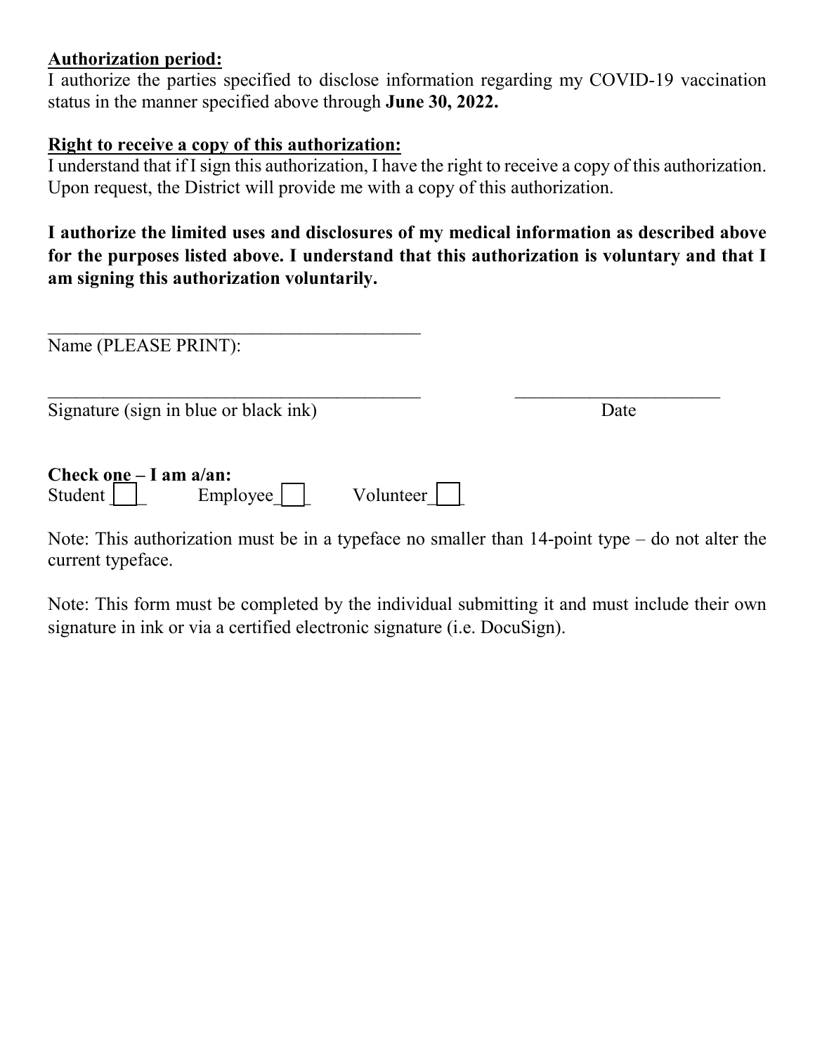**Authorization period:**
I authorize the parties specified to disclose information regarding my COVID-19 vaccination status in the manner specified above through **June 30, 2022.**

**Right to receive a copy of this authorization:**
I understand that if I sign this authorization, I have the right to receive a copy of this authorization. Upon request, the District will provide me with a copy of this authorization.

**I authorize the limited uses and disclosures of my medical information as described above for the purposes listed above. I understand that this authorization is voluntary and that I am signing this authorization voluntarily.**

\_\_\_\_\_\_\_\_\_\_\_\_\_\_\_\_\_\_\_\_\_\_\_\_\_\_\_\_\_\_\_\_\_\_\_\_\_\_\_\_\_\_\_\_
Name (PLEASE PRINT):

\_\_\_\_\_\_\_\_\_\_\_\_\_\_\_\_\_\_\_\_\_\_\_\_\_\_\_\_\_\_\_\_\_\_\_\_\_\_\_\_\_\_\_\_ \_\_\_\_\_\_\_\_\_\_\_\_\_\_\_\_\_\_\_\_\_\_\_\_\_
Signature (sign in blue or black ink) Date

**Check one – I am a/an:**
Student ☐ Employee ☐ Volunteer ☐

Note: This authorization must be in a typeface no smaller than 14-point type – do not alter the current typeface.

Note: This form must be completed by the individual submitting it and must include their own signature in ink or via a certified electronic signature (i.e. DocuSign).